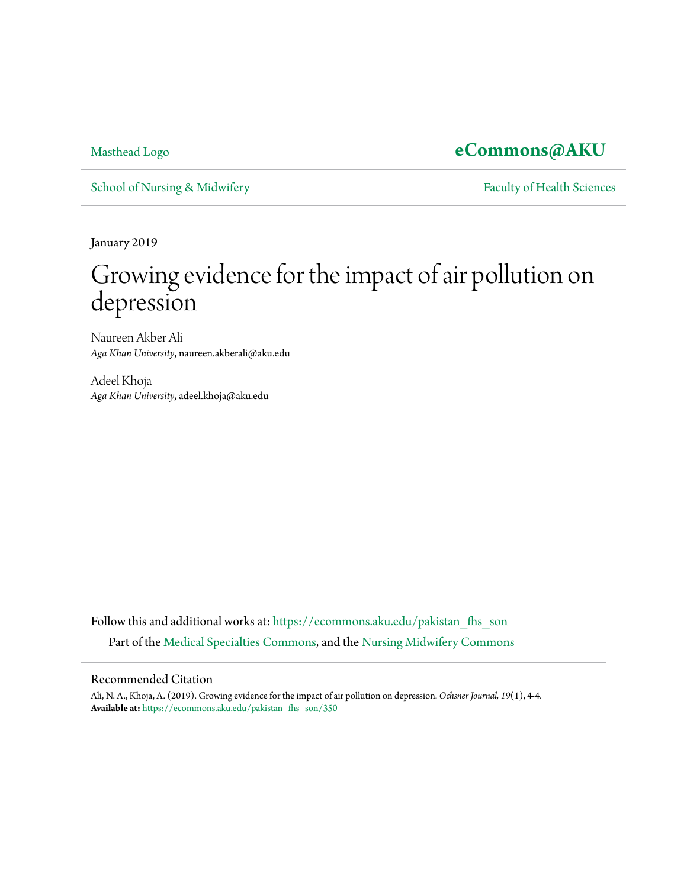Masthead Logo

**eCommons@AKU**

School of Nursing & Midwifery

Faculty of Health Sciences

January 2019

# Growing evidence for the impact of air pollution on depression

Naureen Akber Ali
*Aga Khan University*, naureen.akberali@aku.edu

Adeel Khoja
*Aga Khan University*, adeel.khoja@aku.edu

Follow this and additional works at: https://ecommons.aku.edu/pakistan_fhs_son

Part of the Medical Specialties Commons, and the Nursing Midwifery Commons

## Recommended Citation

Ali, N. A., Khoja, A. (2019). Growing evidence for the impact of air pollution on depression. *Ochsner Journal, 19*(1), 4-4.
**Available at:** https://ecommons.aku.edu/pakistan_fhs_son/350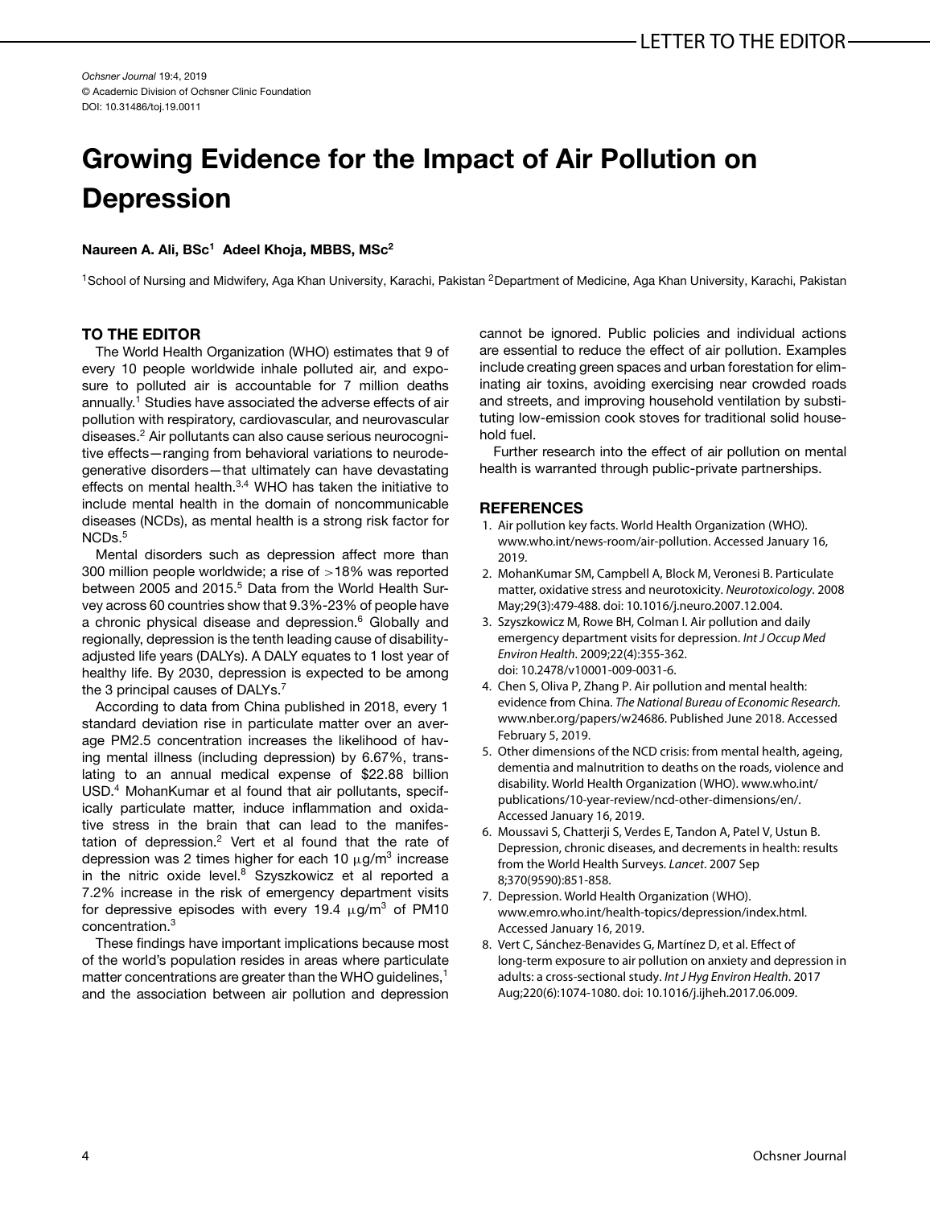LETTER TO THE EDITOR

*Ochsner Journal* 19:4, 2019
© Academic Division of Ochsner Clinic Foundation
DOI: 10.31486/toj.19.0011

# Growing Evidence for the Impact of Air Pollution on Depression

**Naureen A. Ali, BSc[1] Adeel Khoja, MBBS, MSc[2]**

[1]School of Nursing and Midwifery, Aga Khan University, Karachi, Pakistan [2]Department of Medicine, Aga Khan University, Karachi, Pakistan

## TO THE EDITOR

The World Health Organization (WHO) estimates that 9 of every 10 people worldwide inhale polluted air, and exposure to polluted air is accountable for 7 million deaths annually.[1] Studies have associated the adverse effects of air pollution with respiratory, cardiovascular, and neurovascular diseases.[2] Air pollutants can also cause serious neurocognitive effects—ranging from behavioral variations to neurodegenerative disorders—that ultimately can have devastating effects on mental health.[3,4] WHO has taken the initiative to include mental health in the domain of noncommunicable diseases (NCDs), as mental health is a strong risk factor for NCDs.[5]

Mental disorders such as depression affect more than 300 million people worldwide; a rise of >18% was reported between 2005 and 2015.[5] Data from the World Health Survey across 60 countries show that 9.3%-23% of people have a chronic physical disease and depression.[6] Globally and regionally, depression is the tenth leading cause of disability-adjusted life years (DALYs). A DALY equates to 1 lost year of healthy life. By 2030, depression is expected to be among the 3 principal causes of DALYs.[7]

According to data from China published in 2018, every 1 standard deviation rise in particulate matter over an average PM2.5 concentration increases the likelihood of having mental illness (including depression) by 6.67%, translating to an annual medical expense of \$22.88 billion USD.[4] MohanKumar et al found that air pollutants, specifically particulate matter, induce inflammation and oxidative stress in the brain that can lead to the manifestation of depression.[2] Vert et al found that the rate of depression was 2 times higher for each 10 $\mu g/m^3$ increase in the nitric oxide level.[8] Szyszkowicz et al reported a 7.2% increase in the risk of emergency department visits for depressive episodes with every 19.4 $\mu g/m^3$ of PM10 concentration.[3]

These findings have important implications because most of the world's population resides in areas where particulate matter concentrations are greater than the WHO guidelines,[1] and the association between air pollution and depression cannot be ignored. Public policies and individual actions are essential to reduce the effect of air pollution. Examples include creating green spaces and urban forestation for eliminating air toxins, avoiding exercising near crowded roads and streets, and improving household ventilation by substituting low-emission cook stoves for traditional solid household fuel.

Further research into the effect of air pollution on mental health is warranted through public-private partnerships.

## REFERENCES

1. Air pollution key facts. World Health Organization (WHO). www.who.int/news-room/air-pollution. Accessed January 16, 2019.
2. MohanKumar SM, Campbell A, Block M, Veronesi B. Particulate matter, oxidative stress and neurotoxicity. *Neurotoxicology*. 2008 May;29(3):479-488. doi: 10.1016/j.neuro.2007.12.004.
3. Szyszkowicz M, Rowe BH, Colman I. Air pollution and daily emergency department visits for depression. *Int J Occup Med Environ Health*. 2009;22(4):355-362. doi: 10.2478/v10001-009-0031-6.
4. Chen S, Oliva P, Zhang P. Air pollution and mental health: evidence from China. *The National Bureau of Economic Research*. www.nber.org/papers/w24686. Published June 2018. Accessed February 5, 2019.
5. Other dimensions of the NCD crisis: from mental health, ageing, dementia and malnutrition to deaths on the roads, violence and disability. World Health Organization (WHO). www.who.int/publications/10-year-review/ncd-other-dimensions/en/. Accessed January 16, 2019.
6. Moussavi S, Chatterji S, Verdes E, Tandon A, Patel V, Ustun B. Depression, chronic diseases, and decrements in health: results from the World Health Surveys. *Lancet*. 2007 Sep 8;370(9590):851-858.
7. Depression. World Health Organization (WHO). www.emro.who.int/health-topics/depression/index.html. Accessed January 16, 2019.
8. Vert C, Sánchez-Benavides G, Martínez D, et al. Effect of long-term exposure to air pollution on anxiety and depression in adults: a cross-sectional study. *Int J Hyg Environ Health*. 2017 Aug;220(6):1074-1080. doi: 10.1016/j.ijheh.2017.06.009.